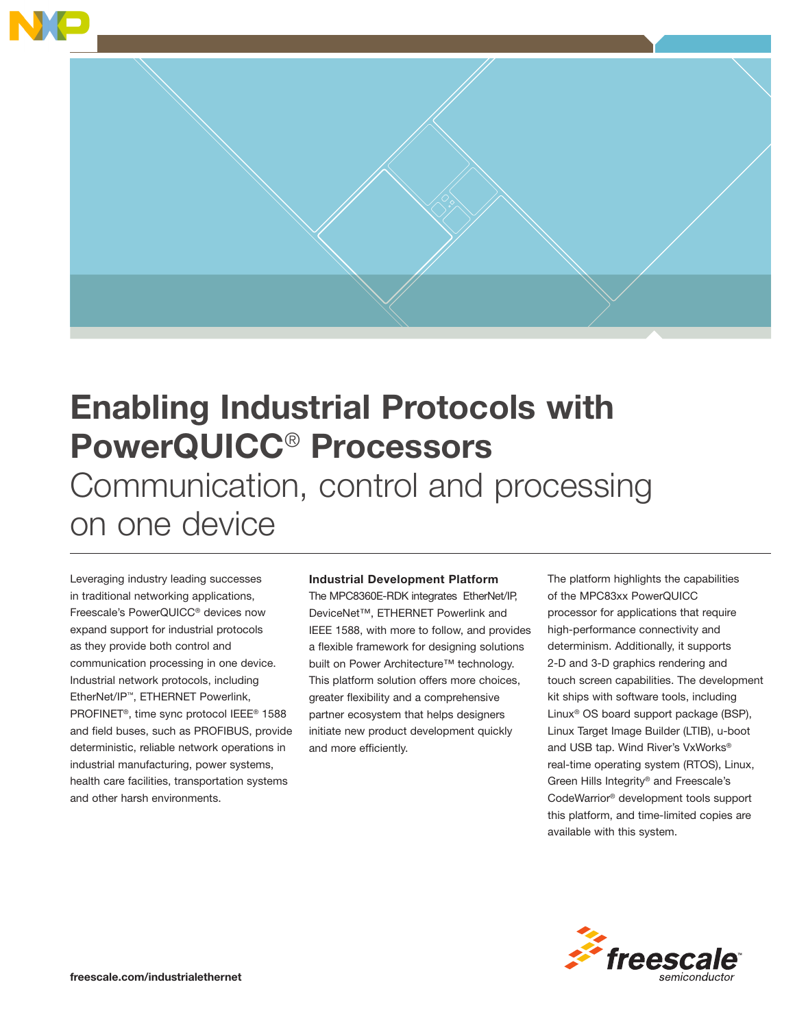# Enabling Industrial Protocols with PowerQUICC® Processors

## Communication, control and processing on one device

Leveraging industry leading successes in traditional networking applications, Freescale's PowerQUICC® devices now expand support for industrial protocols as they provide both control and communication processing in one device. Industrial network protocols, including EtherNet/IP™, ETHERNET Powerlink, PROFINET®, time sync protocol IEEE® 1588 and field buses, such as PROFIBUS, provide deterministic, reliable network operations in industrial manufacturing, power systems, health care facilities, transportation systems and other harsh environments.

**Industrial Development Platform**

The MPC8360E-RDK integrates EtherNet/IP, DeviceNet™, ETHERNET Powerlink and IEEE 1588, with more to follow, and provides a flexible framework for designing solutions built on Power Architecture™ technology. This platform solution offers more choices, greater flexibility and a comprehensive partner ecosystem that helps designers initiate new product development quickly and more efficiently.

The platform highlights the capabilities of the MPC83xx PowerQUICC processor for applications that require high-performance connectivity and determinism. Additionally, it supports 2-D and 3-D graphics rendering and touch screen capabilities. The development kit ships with software tools, including Linux® OS board support package (BSP), Linux Target Image Builder (LTIB), u-boot and USB tap. Wind River's VxWorks® real-time operating system (RTOS), Linux, Green Hills Integrity® and Freescale's CodeWarrior® development tools support this platform, and time-limited copies are available with this system.

freescale.com/industrialethernet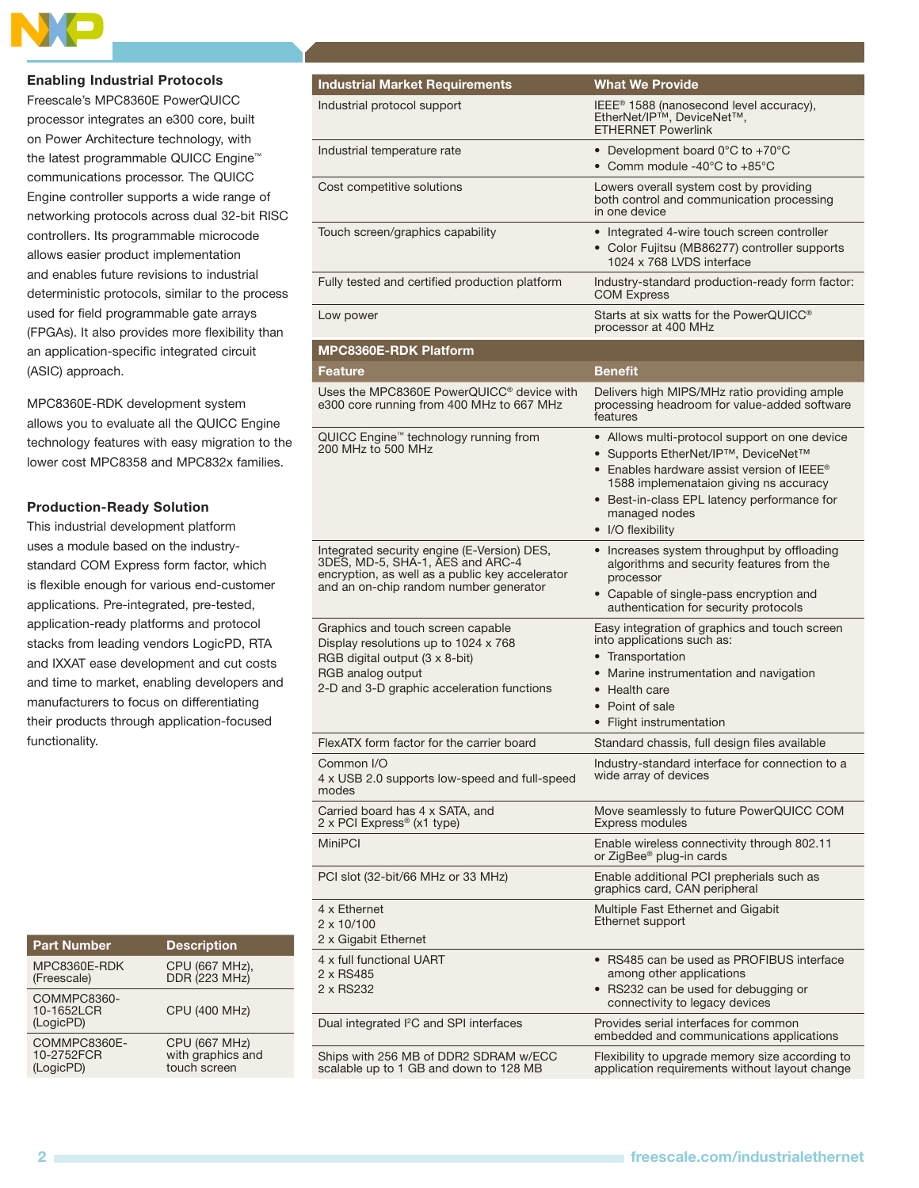### Enabling Industrial Protocols

Freescale's MPC8360E PowerQUICC processor integrates an e300 core, built on Power Architecture technology, with the latest programmable QUICC Engine™ communications processor. The QUICC Engine controller supports a wide range of networking protocols across dual 32-bit RISC controllers. Its programmable microcode allows easier product implementation and enables future revisions to industrial deterministic protocols, similar to the process used for field programmable gate arrays (FPGAs). It also provides more flexibility than an application-specific integrated circuit (ASIC) approach.

MPC8360E-RDK development system allows you to evaluate all the QUICC Engine technology features with easy migration to the lower cost MPC8358 and MPC832x families.

### Production-Ready Solution

This industrial development platform uses a module based on the industry-standard COM Express form factor, which is flexible enough for various end-customer applications. Pre-integrated, pre-tested, application-ready platforms and protocol stacks from leading vendors LogicPD, RTA and IXXAT ease development and cut costs and time to market, enabling developers and manufacturers to focus on differentiating their products through application-focused functionality.

| Part Number | Description |
|---|---|
| MPC8360E-RDK (Freescale) | CPU (667 MHz), DDR (223 MHz) |
| COMMPC8360-10-1652LCR (LogicPD) | CPU (400 MHz) |
| COMMPC8360E-10-2752FCR (LogicPD) | CPU (667 MHz) with graphics and touch screen |

| Industrial Market Requirements | What We Provide |
|---|---|
| Industrial protocol support | IEEE® 1588 (nanosecond level accuracy), EtherNet/IP™, DeviceNet™, ETHERNET Powerlink |
| Industrial temperature rate | • Development board 0°C to +70°C<br>• Comm module -40°C to +85°C |
| Cost competitive solutions | Lowers overall system cost by providing both control and communication processing in one device |
| Touch screen/graphics capability | • Integrated 4-wire touch screen controller<br>• Color Fujitsu (MB86277) controller supports 1024 x 768 LVDS interface |
| Fully tested and certified production platform | Industry-standard production-ready form factor: COM Express |
| Low power | Starts at six watts for the PowerQUICC® processor at 400 MHz |

**MPC8360E-RDK Platform**

| Feature | Benefit |
|---|---|
| Uses the MPC8360E PowerQUICC® device with e300 core running from 400 MHz to 667 MHz | Delivers high MIPS/MHz ratio providing ample processing headroom for value-added software features |
| QUICC Engine™ technology running from 200 MHz to 500 MHz | • Allows multi-protocol support on one device<br>• Supports EtherNet/IP™, DeviceNet™<br>• Enables hardware assist version of IEEE® 1588 implemenataion giving ns accuracy<br>• Best-in-class EPL latency performance for managed nodes<br>• I/O flexibility |
| Integrated security engine (E-Version) DES, 3DES, MD-5, SHA-1, AES and ARC-4 encryption, as well as a public key accelerator and an on-chip random number generator | • Increases system throughput by offloading algorithms and security features from the processor<br>• Capable of single-pass encryption and authentication for security protocols |
| Graphics and touch screen capable<br>Display resolutions up to 1024 x 768<br>RGB digital output (3 x 8-bit)<br>RGB analog output<br>2-D and 3-D graphic acceleration functions | Easy integration of graphics and touch screen into applications such as:<br>• Transportation<br>• Marine instrumentation and navigation<br>• Health care<br>• Point of sale<br>• Flight instrumentation |
| FlexATX form factor for the carrier board | Standard chassis, full design files available |
| Common I/O<br>4 x USB 2.0 supports low-speed and full-speed modes | Industry-standard interface for connection to a wide array of devices |
| Carried board has 4 x SATA, and 2 x PCI Express® (x1 type) | Move seamlessly to future PowerQUICC COM Express modules |
| MiniPCI | Enable wireless connectivity through 802.11 or ZigBee® plug-in cards |
| PCI slot (32-bit/66 MHz or 33 MHz) | Enable additional PCI prepherials such as graphics card, CAN peripheral |
| 4 x Ethernet<br>2 x 10/100<br>2 x Gigabit Ethernet | Multiple Fast Ethernet and Gigabit Ethernet support |
| 4 x full functional UART<br>2 x RS485<br>2 x RS232 | • RS485 can be used as PROFIBUS interface among other applications<br>• RS232 can be used for debugging or connectivity to legacy devices |
| Dual integrated I²C and SPI interfaces | Provides serial interfaces for common embedded and communications applications |
| Ships with 256 MB of DDR2 SDRAM w/ECC scalable up to 1 GB and down to 128 MB | Flexibility to upgrade memory size according to application requirements without layout change |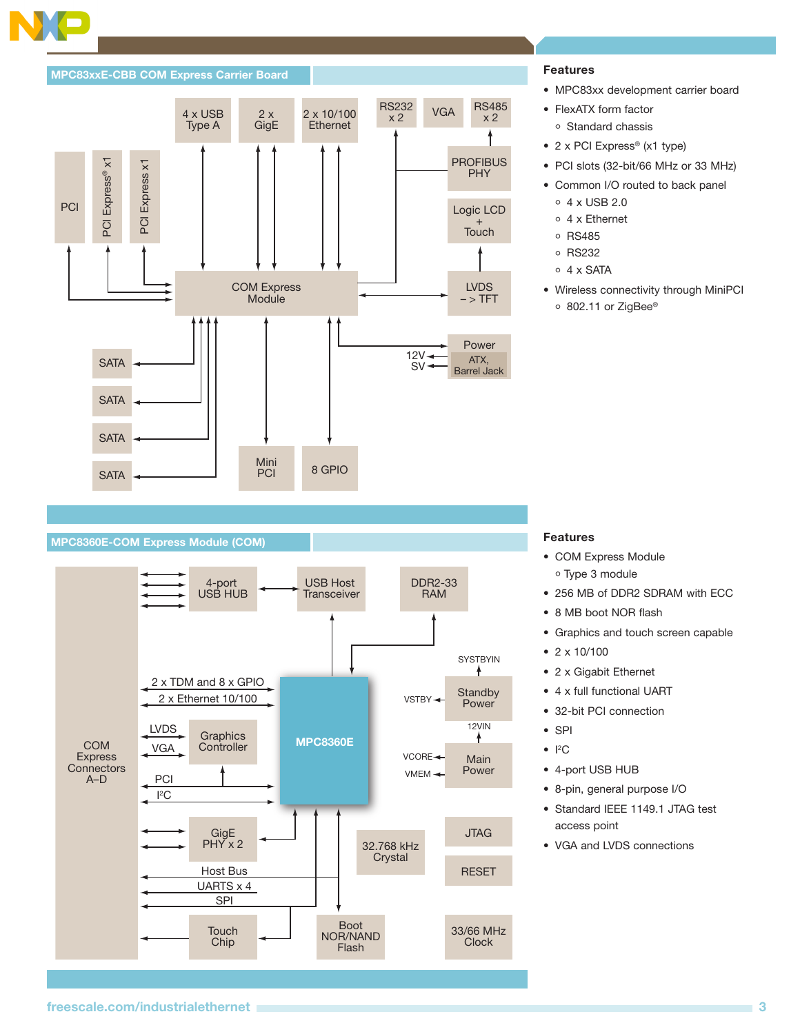## MPC83xxE-CBB COM Express Carrier Board

4 x USB Type A | 2 x GigE | 2 x 10/100 Ethernet | RS232 x 2 | VGA | RS485 x 2

PCI | PCI Express® x1 | PCI Express x1

PROFIBUS PHY

Logic LCD + Touch

COM Express Module

LVDS –> TFT

Power ATX, Barrel Jack

12V

SV

SATA | SATA | SATA | SATA

Mini PCI | 8 GPIO

### Features

- MPC83xx development carrier board
- FlexATX form factor
  - Standard chassis
- 2 x PCI Express® (x1 type)
- PCI slots (32-bit/66 MHz or 33 MHz)
- Common I/O routed to back panel
  - 4 x USB 2.0
  - 4 x Ethernet
  - RS485
  - RS232
  - 4 x SATA
- Wireless connectivity through MiniPCI
  - 802.11 or ZigBee®

## MPC8360E-COM Express Module (COM)

COM Express Connectors A–D

4-port USB HUB | USB Host Transceiver | DDR2-33 RAM

2 x TDM and 8 x GPIO

2 x Ethernet 10/100

LVDS | VGA | Graphics Controller

PCI

I²C

MPC8360E

SYSTBYIN | VSTBY | Standby Power

12VIN | VCORE | VMEM | Main Power

GigE PHY x 2

Host Bus

UARTS x 4

SPI

Touch Chip

32.768 kHz Crystal

Boot NOR/NAND Flash

JTAG

RESET

33/66 MHz Clock

### Features

- COM Express Module
  - Type 3 module
- 256 MB of DDR2 SDRAM with ECC
- 8 MB boot NOR flash
- Graphics and touch screen capable
- 2 x 10/100
- 2 x Gigabit Ethernet
- 4 x full functional UART
- 32-bit PCI connection
- SPI
- I²C
- 4-port USB HUB
- 8-pin, general purpose I/O
- Standard IEEE 1149.1 JTAG test access point
- VGA and LVDS connections

freescale.com/industrialethernet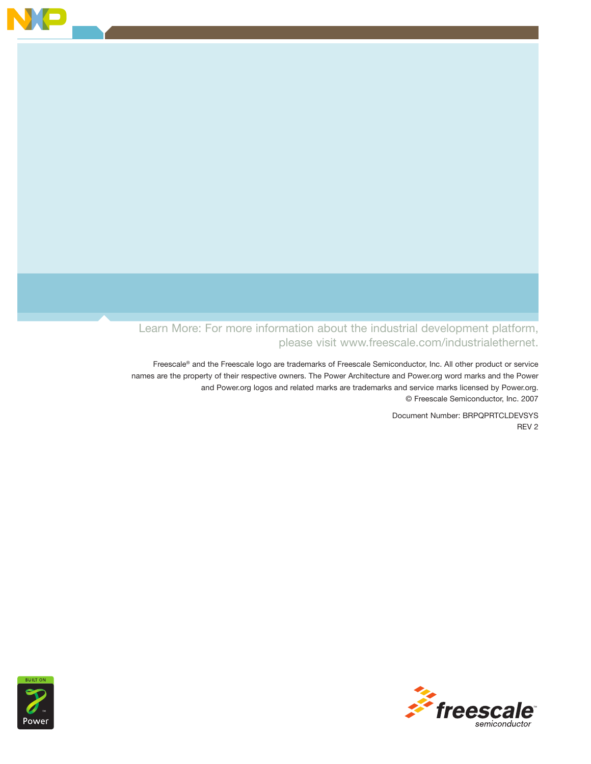Learn More: For more information about the industrial development platform, please visit www.freescale.com/industrialethernet.

Freescale® and the Freescale logo are trademarks of Freescale Semiconductor, Inc. All other product or service names are the property of their respective owners. The Power Architecture and Power.org word marks and the Power and Power.org logos and related marks are trademarks and service marks licensed by Power.org.
© Freescale Semiconductor, Inc. 2007

Document Number: BRPQPRTCLDEVSYS
REV 2